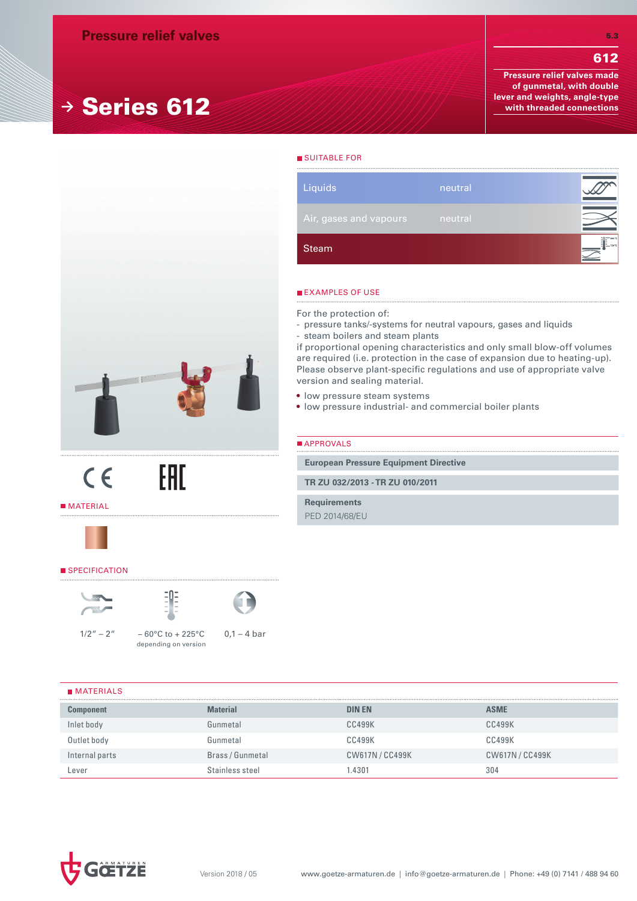# Pressure relief valves

## Series 612

5.3

**612**

**Pressure relief valves made of gunmetal, with double lever and weights, angle-type with threaded connections**

### SUITABLE FOR

| | |
|---|---|
| Liquids | neutral |
| Air, gases and vapours | neutral |
| Steam | |

### EXAMPLES OF USE

For the protection of:
- pressure tanks/-systems for neutral vapours, gases and liquids
- steam boilers and steam plants

if proportional opening characteristics and only small blow-off volumes are required (i.e. protection in the case of expansion due to heating-up). Please observe plant-specific regulations and use of appropriate valve version and sealing material.

- low pressure steam systems
- low pressure industrial- and commercial boiler plants

### APPROVALS

**European Pressure Equipment Directive**

**TR ZU 032/2013 - TR ZU 010/2011**

**Requirements**
PED 2014/68/EU

### MATERIAL

### SPECIFICATION

1/2" – 2"

– 60°C to + 225°C
depending on version

0,1 – 4 bar

### MATERIALS

| Component | Material | DIN EN | ASME |
|---|---|---|---|
| Inlet body | Gunmetal | CC499K | CC499K |
| Outlet body | Gunmetal | CC499K | CC499K |
| Internal parts | Brass / Gunmetal | CW617N / CC499K | CW617N / CC499K |
| Lever | Stainless steel | 1.4301 | 304 |

Version 2018 / 05

www.goetze-armaturen.de | info@goetze-armaturen.de | Phone: +49 (0) 7141 / 488 94 60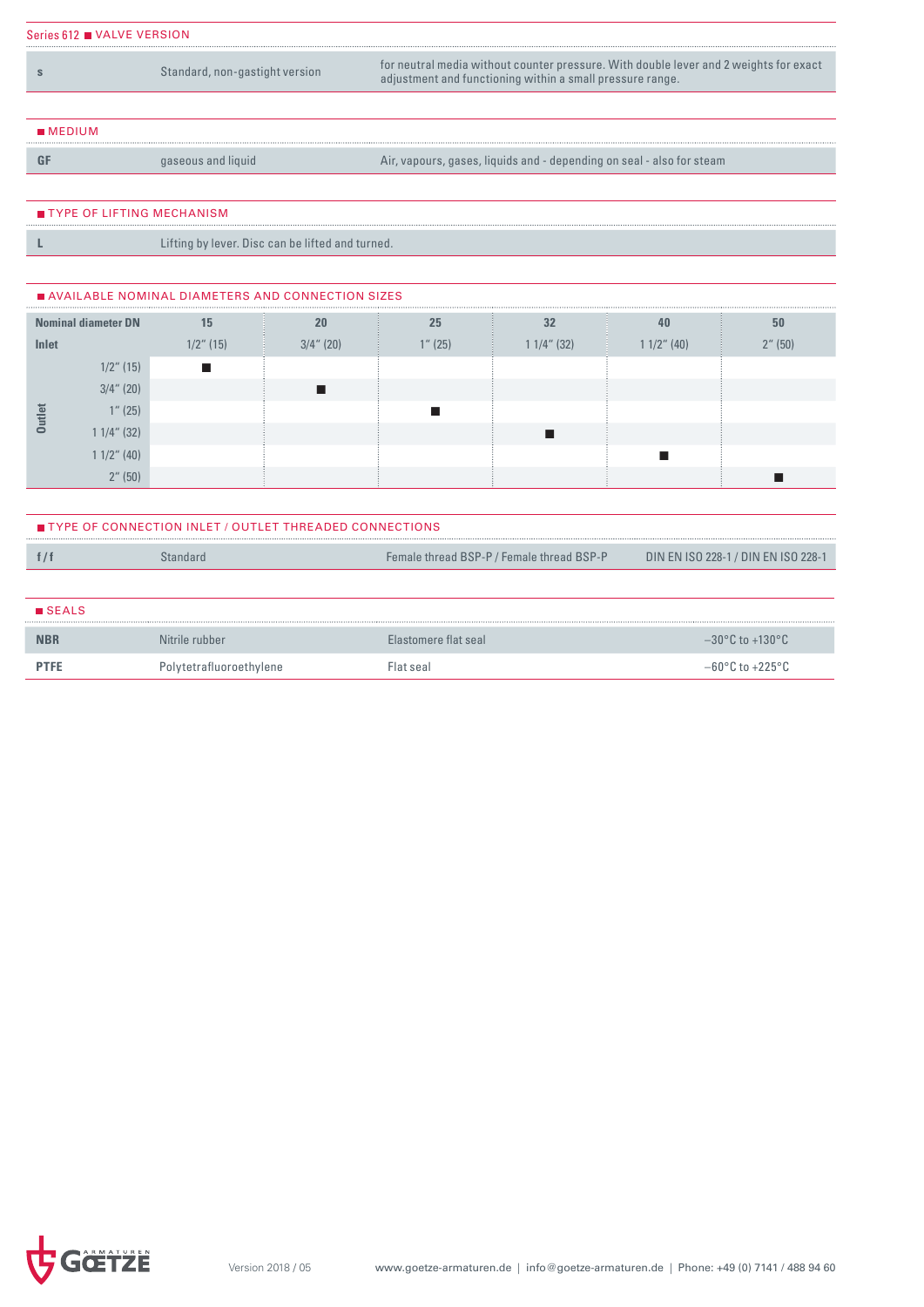## Series 612 ■ VALVE VERSION

| | | |
|---|---|---|
| s | Standard, non-gastight version | for neutral media without counter pressure. With double lever and 2 weights for exact adjustment and functioning within a small pressure range. |

## ■ MEDIUM

| | | |
|---|---|---|
| GF | gaseous and liquid | Air, vapours, gases, liquids and - depending on seal - also for steam |

## ■ TYPE OF LIFTING MECHANISM

| | |
|---|---|
| L | Lifting by lever. Disc can be lifted and turned. |

## ■ AVAILABLE NOMINAL DIAMETERS AND CONNECTION SIZES

| Nominal diameter DN | 15 | 20 | 25 | 32 | 40 | 50 |
|---|---|---|---|---|---|---|
| Inlet | 1/2" (15) | 3/4" (20) | 1" (25) | 1 1/4" (32) | 1 1/2" (40) | 2" (50) |
| Outlet 1/2" (15) | ■ | | | | | |
| Outlet 3/4" (20) | | ■ | | | | |
| Outlet 1" (25) | | | ■ | | | |
| Outlet 1 1/4" (32) | | | | ■ | | |
| Outlet 1 1/2" (40) | | | | | ■ | |
| Outlet 2" (50) | | | | | | ■ |

## ■ TYPE OF CONNECTION INLET / OUTLET THREADED CONNECTIONS

| | | | |
|---|---|---|---|
| f / f | Standard | Female thread BSP-P / Female thread BSP-P | DIN EN ISO 228-1 / DIN EN ISO 228-1 |

## ■ SEALS

| | | | |
|---|---|---|---|
| NBR | Nitrile rubber | Elastomere flat seal | –30°C to +130°C |
| PTFE | Polytetrafluoroethylene | Flat seal | –60°C to +225°C |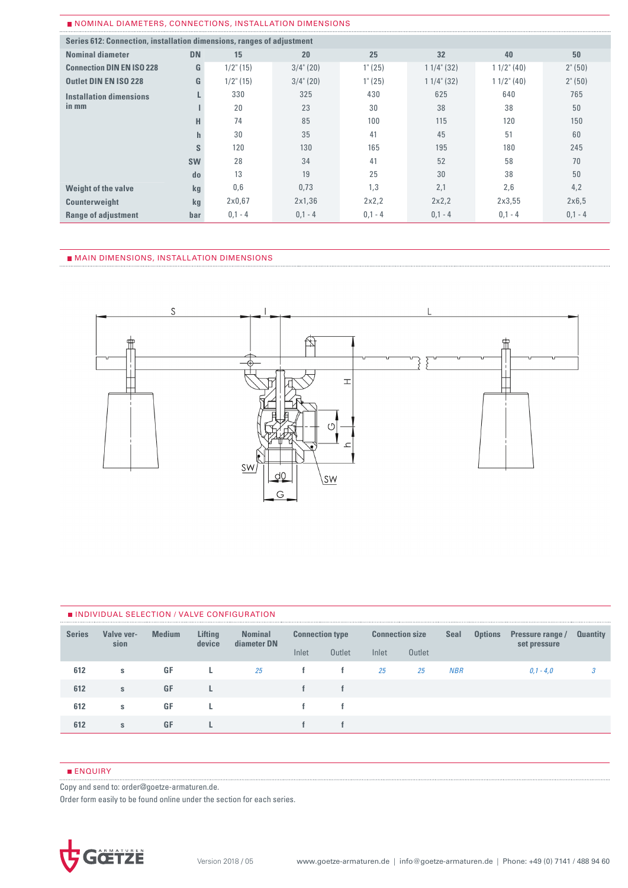## NOMINAL DIAMETERS, CONNECTIONS, INSTALLATION DIMENSIONS

| Series 612: Connection, installation dimensions, ranges of adjustment | | | | | | | |
|---|---|---|---|---|---|---|---|
| Nominal diameter | DN | 15 | 20 | 25 | 32 | 40 | 50 |
| Connection DIN EN ISO 228 | G | 1/2" (15) | 3/4" (20) | 1" (25) | 1 1/4" (32) | 1 1/2" (40) | 2" (50) |
| Outlet DIN EN ISO 228 | G | 1/2" (15) | 3/4" (20) | 1" (25) | 1 1/4" (32) | 1 1/2" (40) | 2" (50) |
| Installation dimensions in mm | L | 330 | 325 | 430 | 625 | 640 | 765 |
| | l | 20 | 23 | 30 | 38 | 38 | 50 |
| | H | 74 | 85 | 100 | 115 | 120 | 150 |
| | h | 30 | 35 | 41 | 45 | 51 | 60 |
| | S | 120 | 130 | 165 | 195 | 180 | 245 |
| | SW | 28 | 34 | 41 | 52 | 58 | 70 |
| | do | 13 | 19 | 25 | 30 | 38 | 50 |
| Weight of the valve | kg | 0,6 | 0,73 | 1,3 | 2,1 | 2,6 | 4,2 |
| Counterweight | kg | 2x0,67 | 2x1,36 | 2x2,2 | 2x2,2 | 2x3,55 | 2x6,5 |
| Range of adjustment | bar | 0,1 - 4 | 0,1 - 4 | 0,1 - 4 | 0,1 - 4 | 0,1 - 4 | 0,1 - 4 |

## MAIN DIMENSIONS, INSTALLATION DIMENSIONS

S
l
L
H
G
h
SW
d0
G
SW

## INDIVIDUAL SELECTION / VALVE CONFIGURATION

| Series | Valve version | Medium | Lifting device | Nominal diameter DN | Connection type | | Connection size | | Seal | Options | Pressure range / set pressure | Quantity |
|---|---|---|---|---|---|---|---|---|---|---|---|---|
| | | | | | Inlet | Outlet | Inlet | Outlet | | | | |
| 612 | s | GF | L | *25* | f | f | *25* | *25* | *NBR* | | *0,1 - 4,0* | *3* |
| 612 | s | GF | L | | f | f | | | | | | |
| 612 | s | GF | L | | f | f | | | | | | |
| 612 | s | GF | L | | f | f | | | | | | |

## ENQUIRY

Copy and send to: order@goetze-armaturen.de.

Order form easily to be found online under the section for each series.

Version 2018 / 05 www.goetze-armaturen.de | info@goetze-armaturen.de | Phone: +49 (0) 7141 / 488 94 60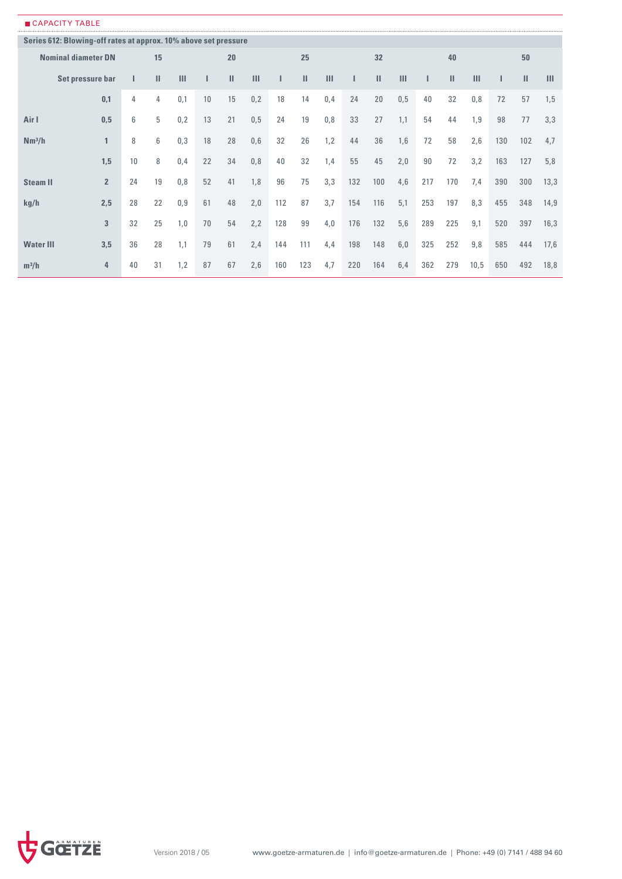CAPACITY TABLE

| Series 612: Blowing-off rates at approx. 10% above set pressure | | | | | | | | | | | | | | | | | | | |
|---|---|---|---|---|---|---|---|---|---|---|---|---|---|---|---|---|---|---|---|
| **Nominal diameter DN** | | **15** | | | **20** | | | **25** | | | **32** | | | **40** | | | **50** | | |
| | **Set pressure bar** | **I** | **II** | **III** | **I** | **II** | **III** | **I** | **II** | **III** | **I** | **II** | **III** | **I** | **II** | **III** | **I** | **II** | **III** |
| | **0,1** | 4 | 4 | 0,1 | 10 | 15 | 0,2 | 18 | 14 | 0,4 | 24 | 20 | 0,5 | 40 | 32 | 0,8 | 72 | 57 | 1,5 |
| **Air I** | **0,5** | 6 | 5 | 0,2 | 13 | 21 | 0,5 | 24 | 19 | 0,8 | 33 | 27 | 1,1 | 54 | 44 | 1,9 | 98 | 77 | 3,3 |
| **Nm³/h** | **1** | 8 | 6 | 0,3 | 18 | 28 | 0,6 | 32 | 26 | 1,2 | 44 | 36 | 1,6 | 72 | 58 | 2,6 | 130 | 102 | 4,7 |
| | **1,5** | 10 | 8 | 0,4 | 22 | 34 | 0,8 | 40 | 32 | 1,4 | 55 | 45 | 2,0 | 90 | 72 | 3,2 | 163 | 127 | 5,8 |
| **Steam II** | **2** | 24 | 19 | 0,8 | 52 | 41 | 1,8 | 96 | 75 | 3,3 | 132 | 100 | 4,6 | 217 | 170 | 7,4 | 390 | 300 | 13,3 |
| **kg/h** | **2,5** | 28 | 22 | 0,9 | 61 | 48 | 2,0 | 112 | 87 | 3,7 | 154 | 116 | 5,1 | 253 | 197 | 8,3 | 455 | 348 | 14,9 |
| | **3** | 32 | 25 | 1,0 | 70 | 54 | 2,2 | 128 | 99 | 4,0 | 176 | 132 | 5,6 | 289 | 225 | 9,1 | 520 | 397 | 16,3 |
| **Water III** | **3,5** | 36 | 28 | 1,1 | 79 | 61 | 2,4 | 144 | 111 | 4,4 | 198 | 148 | 6,0 | 325 | 252 | 9,8 | 585 | 444 | 17,6 |
| **m³/h** | **4** | 40 | 31 | 1,2 | 87 | 67 | 2,6 | 160 | 123 | 4,7 | 220 | 164 | 6,4 | 362 | 279 | 10,5 | 650 | 492 | 18,8 |

GŒTZE ARMATUREN

Version 2018 / 05

www.goetze-armaturen.de | info@goetze-armaturen.de | Phone: +49 (0) 7141 / 488 94 60